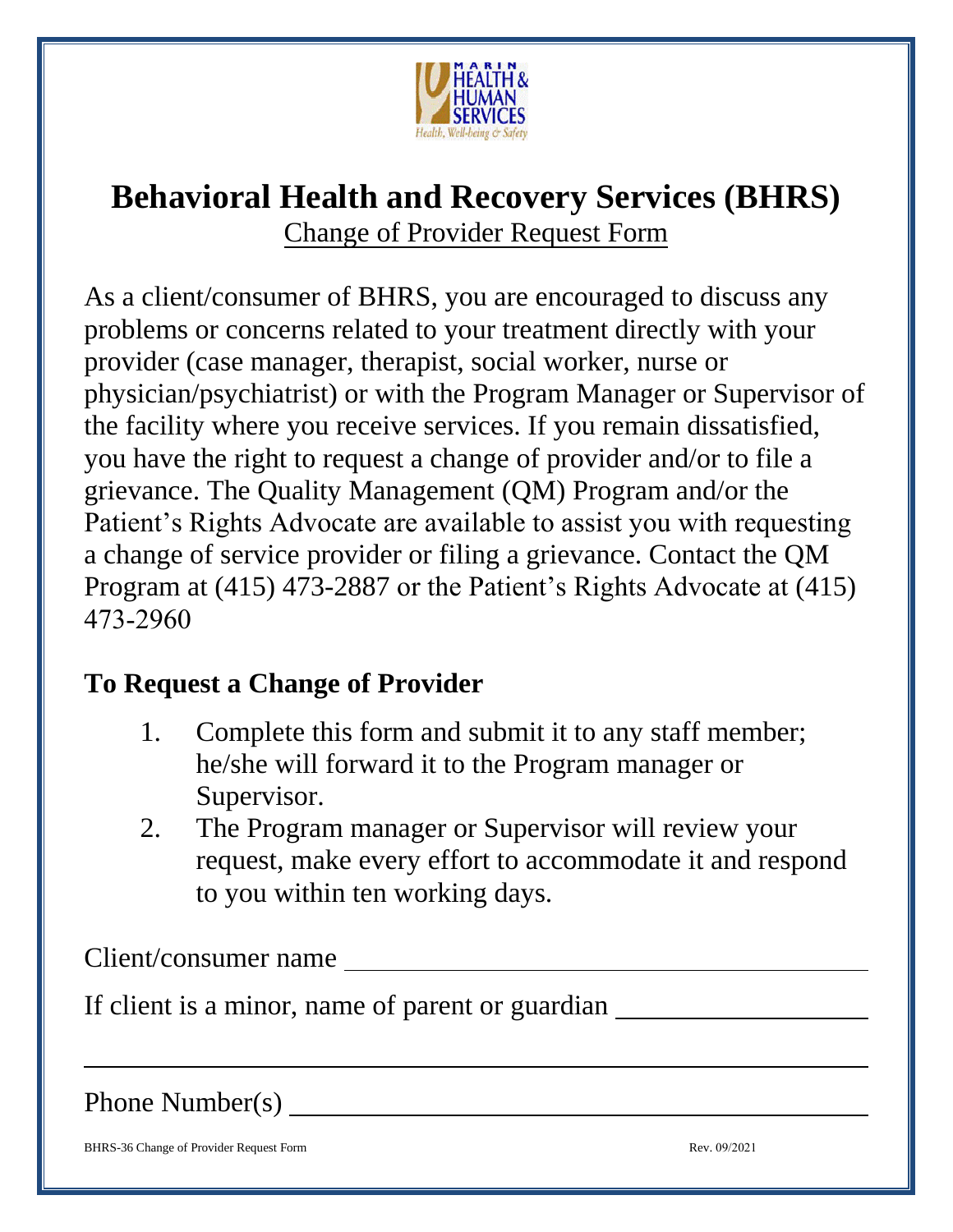# Behavioral Health and Recovery Services (BHRS)

Change of Provider Request Form

As a client/consumer of BHRS, you are encouraged to discuss any problems or concerns related to your treatment directly with your provider (case manager, therapist, social worker, nurse or physician/psychiatrist) or with the Program Manager or Supervisor of the facility where you receive services. If you remain dissatisfied, you have the right to request a change of provider and/or to file a grievance. The Quality Management (QM) Program and/or the Patient's Rights Advocate are available to assist you with requesting a change of service provider or filing a grievance. Contact the QM Program at (415) 473-2887 or the Patient's Rights Advocate at (415) 473-2960

## To Request a Change of Provider

1. Complete this form and submit it to any staff member; he/she will forward it to the Program manager or Supervisor.
2. The Program manager or Supervisor will review your request, make every effort to accommodate it and respond to you within ten working days.

Client/consumer name ________________________________

If client is a minor, name of parent or guardian ________________

________________________________________________________

Phone Number(s) ____________________________________

BHRS-36 Change of Provider Request Form Rev. 09/2021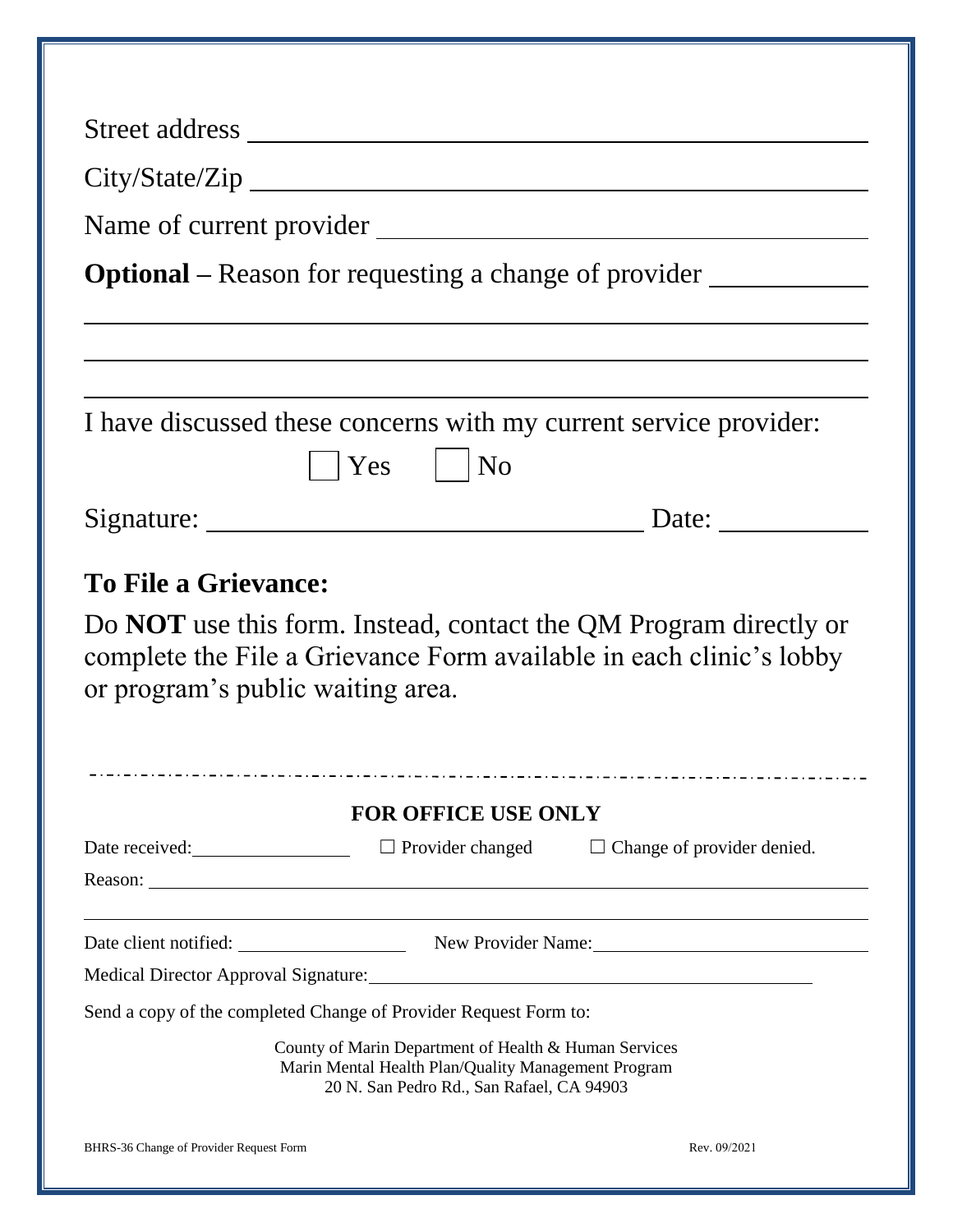Street address ______________________________________________

City/State/Zip ______________________________________________

Name of current provider ______________________________________

**Optional** – Reason for requesting a change of provider ____________

______________________________________________________________

______________________________________________________________

______________________________________________________________

I have discussed these concerns with my current service provider:

☐ Yes ☐ No

Signature: ________________________________ Date: ___________

## To File a Grievance:

Do **NOT** use this form. Instead, contact the QM Program directly or complete the File a Grievance Form available in each clinic's lobby or program's public waiting area.

---

**FOR OFFICE USE ONLY**

Date received: ________________ ☐ Provider changed ☐ Change of provider denied.

Reason: ______________________________________________________________

______________________________________________________________________

Date client notified: __________________ New Provider Name: ____________________________

Medical Director Approval Signature: ______________________________________________

Send a copy of the completed Change of Provider Request Form to:

County of Marin Department of Health & Human Services
Marin Mental Health Plan/Quality Management Program
20 N. San Pedro Rd., San Rafael, CA 94903

BHRS-36 Change of Provider Request Form Rev. 09/2021